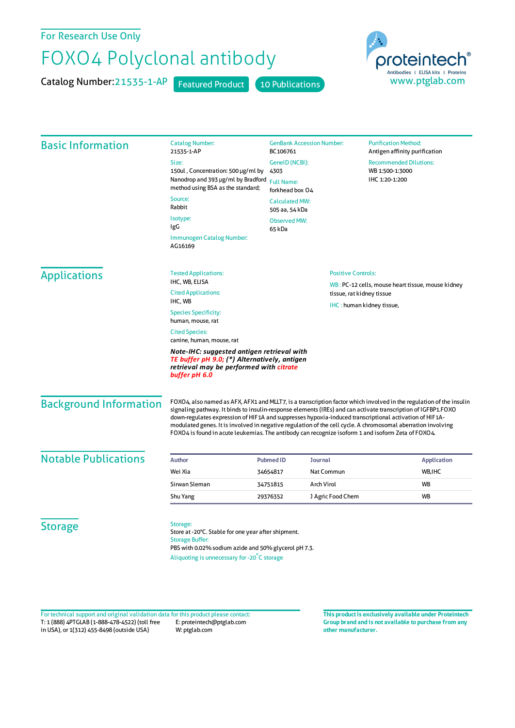For Research Use Only

# FOXO4 Polyclonal antibody

Catalog Number: 21535-1-AP   Featured Product   10 Publications

proteintech® Antibodies | ELISA kits | Proteins
www.ptglab.com

## Basic Information

**Catalog Number:**
21535-1-AP

**Size:**
150ul , Concentration: 500 μg/ml by Nanodrop and 393 μg/ml by Bradford method using BSA as the standard;

**Source:**
Rabbit

**Isotype:**
IgG

**Immunogen Catalog Number:**
AG16169

**GenBank Accession Number:**
BC106761

**GeneID (NCBI):**
4303

**Full Name:**
forkhead box O4

**Calculated MW:**
505 aa, 54 kDa

**Observed MW:**
65 kDa

**Purification Method:**
Antigen affinity purification

**Recommended Dilutions:**
WB 1:500-1:3000
IHC 1:20-1:200

## Applications

**Tested Applications:**
IHC, WB, ELISA

**Cited Applications:**
IHC, WB

**Species Specificity:**
human, mouse, rat

**Cited Species:**
canine, human, mouse, rat

***Note-IHC: suggested antigen retrieval with TE buffer pH 9.0; (*) Alternatively, antigen retrieval may be performed with citrate buffer pH 6.0***

**Positive Controls:**

WB : PC-12 cells, mouse heart tissue, mouse kidney tissue, rat kidney tissue

IHC : human kidney tissue,

## Background Information

FOXO4, also named as AFX, AFX1 and MLLT7, is a transcription factor which involved in the regulation of the insulin signaling pathway. It binds to insulin-responsive elements (IREs) and can activate transcription of IGFBP1.FOXO down-regulates expression of HIF1A and suppresses hypoxia-induced transcriptional activation of HIF1A-modulated genes. It is involved in negative regulation of the cell cycle. A chromosomal aberration involving FOXO4 is found in acute leukemias. The antibody can recognize isoform 1 and isoform Zeta of FOXO4.

## Notable Publications

| Author | Pubmed ID | Journal | Application |
|---|---|---|---|
| Wei Xia | 34654817 | Nat Commun | WB,IHC |
| Sirwan Sleman | 34751815 | Arch Virol | WB |
| Shu Yang | 29376352 | J Agric Food Chem | WB |

## Storage

**Storage:**
Store at -20°C. Stable for one year after shipment.

**Storage Buffer:**
PBS with 0.02% sodium azide and 50% glycerol pH 7.3.

Aliquoting is unnecessary for -20°C storage

For technical support and original validation data for this product please contact:
T: 1 (888) 4PTGLAB (1-888-478-4522) (toll free in USA), or 1(312) 455-8498 (outside USA)
E: proteintech@ptglab.com
W: ptglab.com

**This product is exclusively available under Proteintech Group brand and is not available to purchase from any other manufacturer.**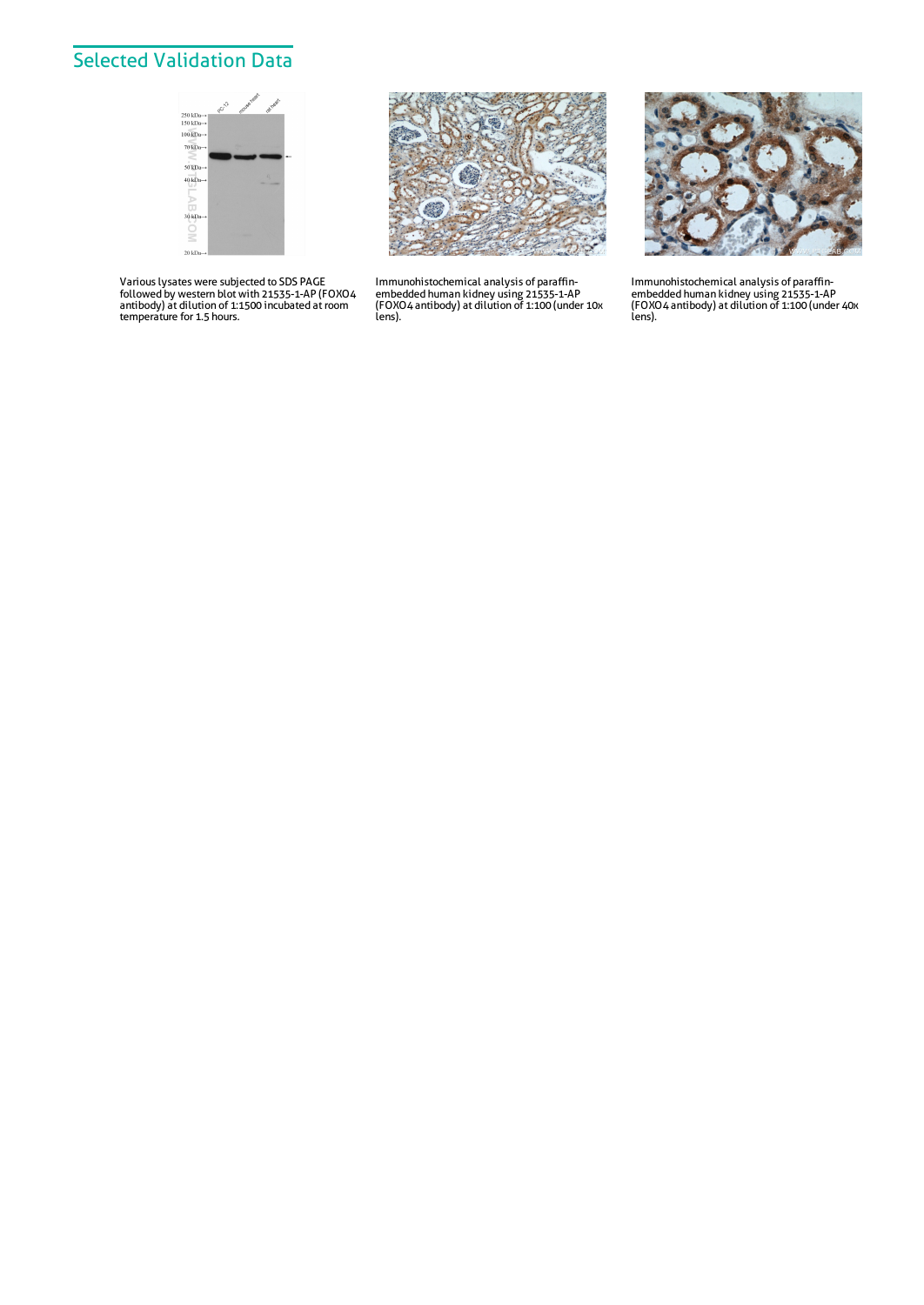## Selected Validation Data

250 kDa→
150 kDa→
100 kDa→
70 kDa→
50 kDa→
40 kDa→
30 kDa→
20 kDa→

PC-12
mouse heart
rat heart

Various lysates were subjected to SDS PAGE followed by western blot with 21535-1-AP (FOXO4 antibody) at dilution of 1:1500 incubated at room temperature for 1.5 hours.

Immunohistochemical analysis of paraffin-embedded human kidney using 21535-1-AP (FOXO4 antibody) at dilution of 1:100 (under 10x lens).

Immunohistochemical analysis of paraffin-embedded human kidney using 21535-1-AP (FOXO4 antibody) at dilution of 1:100 (under 40x lens).